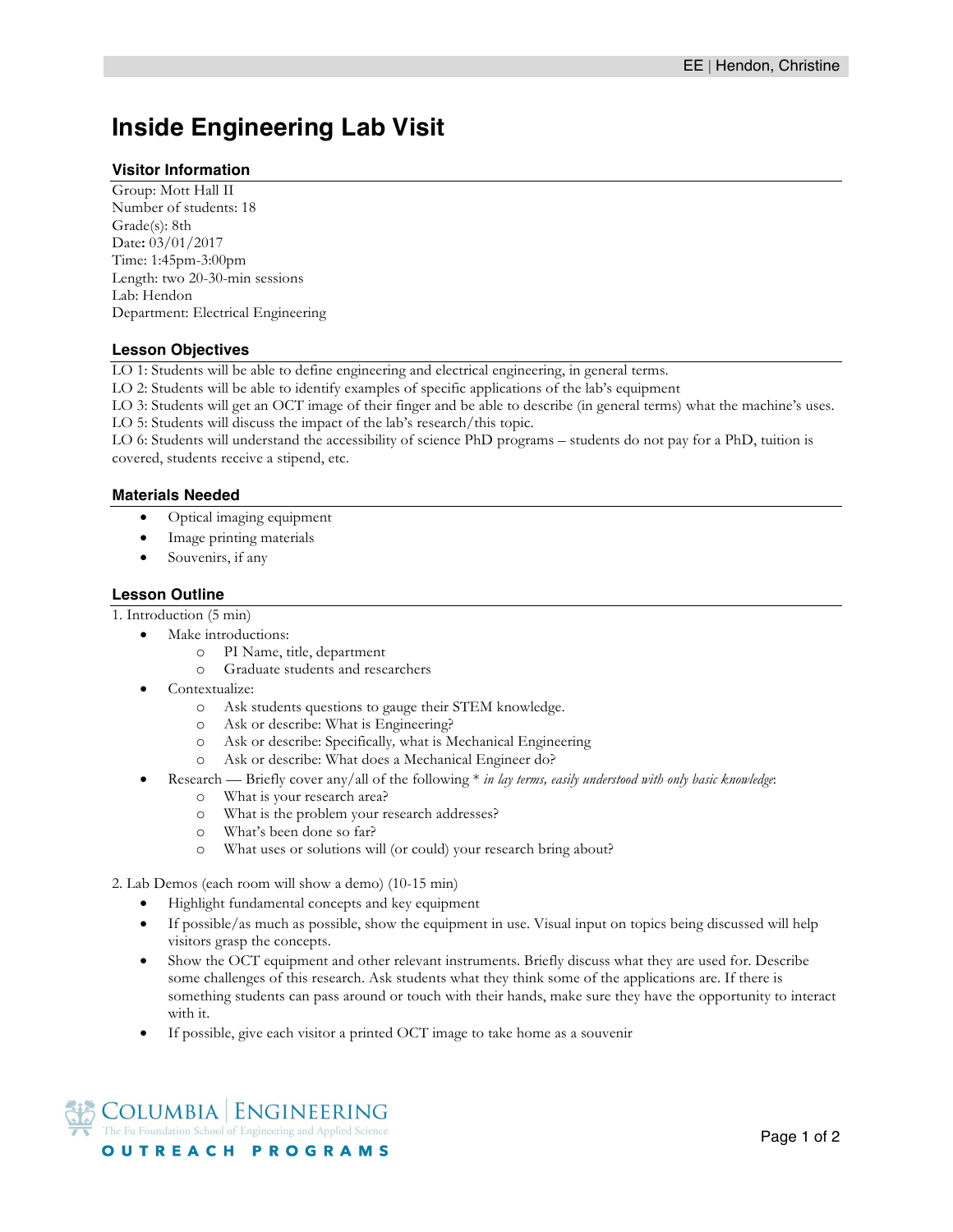# Inside Engineering Lab Visit

## Visitor Information

Group: Mott Hall II
Number of students: 18
Grade(s): 8th
Date**:** 03/01/2017
Time: 1:45pm-3:00pm
Length: two 20-30-min sessions
Lab: Hendon
Department: Electrical Engineering

## Lesson Objectives

LO 1: Students will be able to define engineering and electrical engineering, in general terms.
LO 2: Students will be able to identify examples of specific applications of the lab's equipment
LO 3: Students will get an OCT image of their finger and be able to describe (in general terms) what the machine's uses.
LO 5: Students will discuss the impact of the lab's research/this topic.
LO 6: Students will understand the accessibility of science PhD programs – students do not pay for a PhD, tuition is covered, students receive a stipend, etc.

## Materials Needed

- Optical imaging equipment
- Image printing materials
- Souvenirs, if any

## Lesson Outline

1. Introduction (5 min)
   - Make introductions:
     - PI Name, title, department
     - Graduate students and researchers
   - Contextualize:
     - Ask students questions to gauge their STEM knowledge.
     - Ask or describe: What is Engineering?
     - Ask or describe: Specifically*,* what is Mechanical Engineering
     - Ask or describe: What does a Mechanical Engineer do?
   - Research — Briefly cover any/all of the following * *in lay terms, easily understood with only basic knowledge*:
     - What is your research area?
     - What is the problem your research addresses?
     - What's been done so far?
     - What uses or solutions will (or could) your research bring about?

2. Lab Demos (each room will show a demo) (10-15 min)
   - Highlight fundamental concepts and key equipment
   - If possible/as much as possible, show the equipment in use. Visual input on topics being discussed will help visitors grasp the concepts.
   - Show the OCT equipment and other relevant instruments. Briefly discuss what they are used for. Describe some challenges of this research. Ask students what they think some of the applications are. If there is something students can pass around or touch with their hands, make sure they have the opportunity to interact with it.
   - If possible, give each visitor a printed OCT image to take home as a souvenir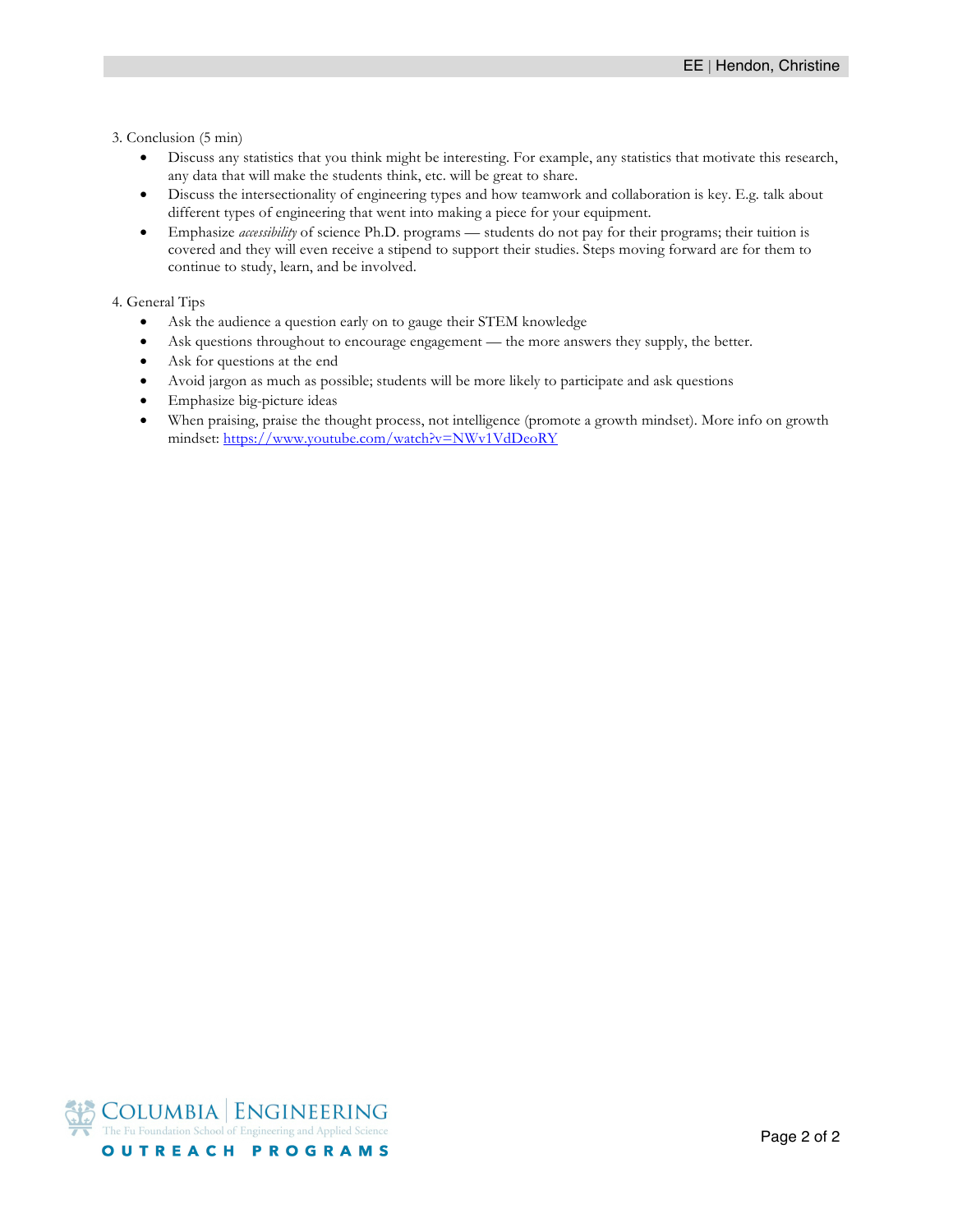3. Conclusion (5 min)

- Discuss any statistics that you think might be interesting. For example, any statistics that motivate this research, any data that will make the students think, etc. will be great to share.
- Discuss the intersectionality of engineering types and how teamwork and collaboration is key. E.g. talk about different types of engineering that went into making a piece for your equipment.
- Emphasize *accessibility* of science Ph.D. programs — students do not pay for their programs; their tuition is covered and they will even receive a stipend to support their studies. Steps moving forward are for them to continue to study, learn, and be involved.

4. General Tips

- Ask the audience a question early on to gauge their STEM knowledge
- Ask questions throughout to encourage engagement — the more answers they supply, the better.
- Ask for questions at the end
- Avoid jargon as much as possible; students will be more likely to participate and ask questions
- Emphasize big-picture ideas
- When praising, praise the thought process, not intelligence (promote a growth mindset). More info on growth mindset: https://www.youtube.com/watch?v=NWv1VdDeoRY